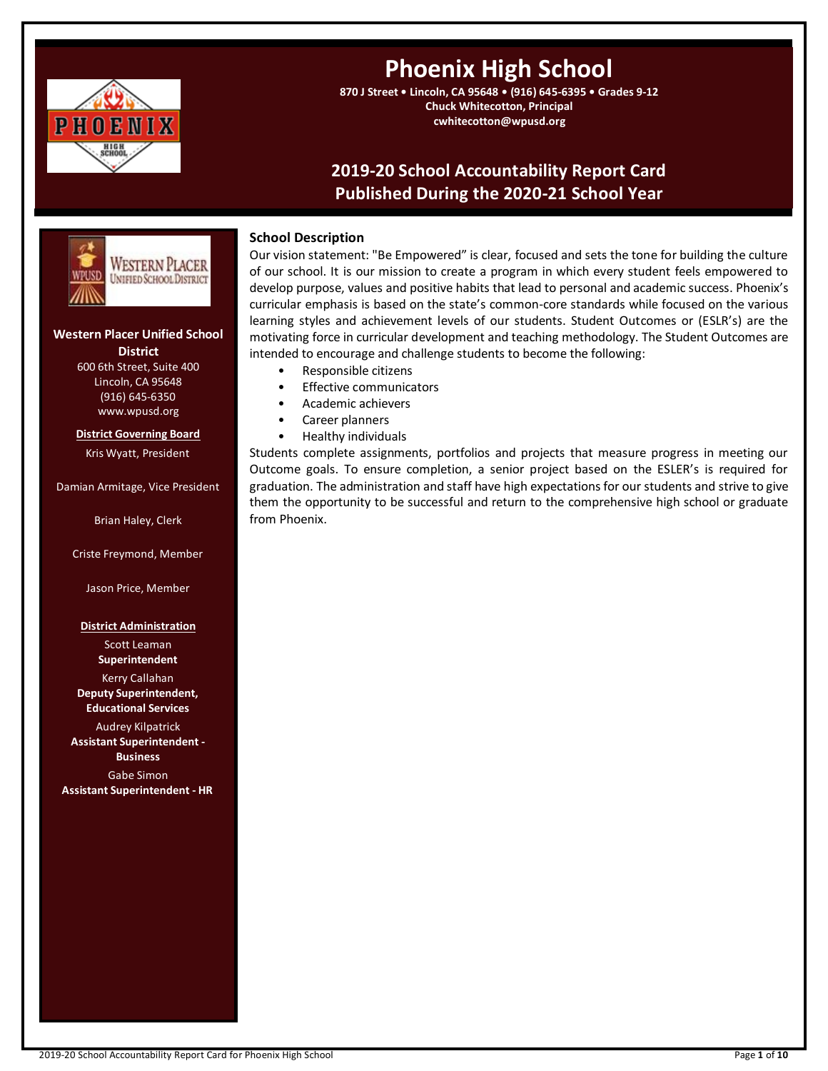# Phoenix High School

**870 J Street • Lincoln, CA 95648 • (916) 645-6395 • Grades 9-12**
**Chuck Whitecotton, Principal**
**cwhitecotton@wpusd.org**

## 2019-20 School Accountability Report Card
## Published During the 2020-21 School Year

**Western Placer Unified School District**
600 6th Street, Suite 400
Lincoln, CA 95648
(916) 645-6350
www.wpusd.org

**District Governing Board**

Kris Wyatt, President

Damian Armitage, Vice President

Brian Haley, Clerk

Criste Freymond, Member

Jason Price, Member

**District Administration**

Scott Leaman
**Superintendent**

Kerry Callahan
**Deputy Superintendent, Educational Services**

Audrey Kilpatrick
**Assistant Superintendent - Business**

Gabe Simon
**Assistant Superintendent - HR**

### School Description

Our vision statement: "Be Empowered" is clear, focused and sets the tone for building the culture of our school. It is our mission to create a program in which every student feels empowered to develop purpose, values and positive habits that lead to personal and academic success. Phoenix's curricular emphasis is based on the state's common-core standards while focused on the various learning styles and achievement levels of our students. Student Outcomes or (ESLR's) are the motivating force in curricular development and teaching methodology. The Student Outcomes are intended to encourage and challenge students to become the following:

- Responsible citizens
- Effective communicators
- Academic achievers
- Career planners
- Healthy individuals

Students complete assignments, portfolios and projects that measure progress in meeting our Outcome goals. To ensure completion, a senior project based on the ESLER's is required for graduation. The administration and staff have high expectations for our students and strive to give them the opportunity to be successful and return to the comprehensive high school or graduate from Phoenix.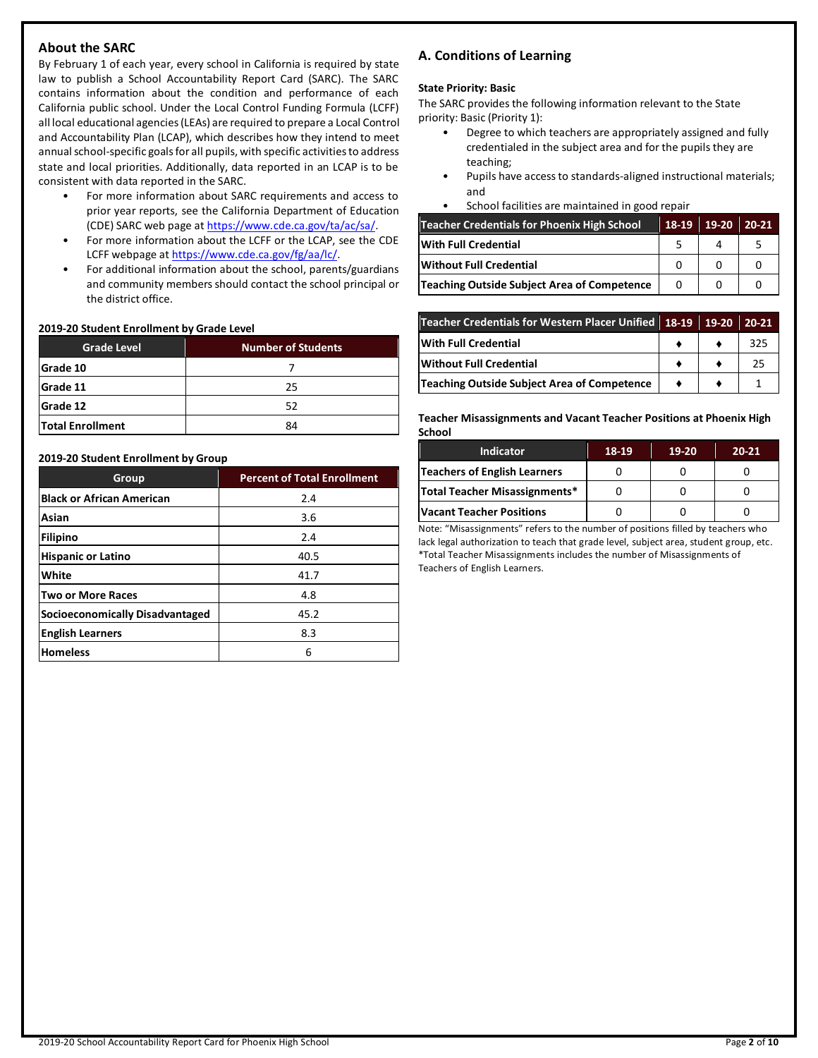## About the SARC

By February 1 of each year, every school in California is required by state law to publish a School Accountability Report Card (SARC). The SARC contains information about the condition and performance of each California public school. Under the Local Control Funding Formula (LCFF) all local educational agencies (LEAs) are required to prepare a Local Control and Accountability Plan (LCAP), which describes how they intend to meet annual school-specific goals for all pupils, with specific activities to address state and local priorities. Additionally, data reported in an LCAP is to be consistent with data reported in the SARC.

- For more information about SARC requirements and access to prior year reports, see the California Department of Education (CDE) SARC web page at https://www.cde.ca.gov/ta/ac/sa/.
- For more information about the LCFF or the LCAP, see the CDE LCFF webpage at https://www.cde.ca.gov/fg/aa/lc/.
- For additional information about the school, parents/guardians and community members should contact the school principal or the district office.

**2019-20 Student Enrollment by Grade Level**

| Grade Level | Number of Students |
|---|---|
| Grade 10 | 7 |
| Grade 11 | 25 |
| Grade 12 | 52 |
| Total Enrollment | 84 |

**2019-20 Student Enrollment by Group**

| Group | Percent of Total Enrollment |
|---|---|
| Black or African American | 2.4 |
| Asian | 3.6 |
| Filipino | 2.4 |
| Hispanic or Latino | 40.5 |
| White | 41.7 |
| Two or More Races | 4.8 |
| Socioeconomically Disadvantaged | 45.2 |
| English Learners | 8.3 |
| Homeless | 6 |

## A. Conditions of Learning

**State Priority: Basic**

The SARC provides the following information relevant to the State priority: Basic (Priority 1):

- Degree to which teachers are appropriately assigned and fully credentialed in the subject area and for the pupils they are teaching;
- Pupils have access to standards-aligned instructional materials; and
- School facilities are maintained in good repair

| Teacher Credentials for Phoenix High School | 18-19 | 19-20 | 20-21 |
|---|---|---|---|
| With Full Credential | 5 | 4 | 5 |
| Without Full Credential | 0 | 0 | 0 |
| Teaching Outside Subject Area of Competence | 0 | 0 | 0 |

| Teacher Credentials for Western Placer Unified | 18-19 | 19-20 | 20-21 |
|---|---|---|---|
| With Full Credential | ♦ | ♦ | 325 |
| Without Full Credential | ♦ | ♦ | 25 |
| Teaching Outside Subject Area of Competence | ♦ | ♦ | 1 |

**Teacher Misassignments and Vacant Teacher Positions at Phoenix High School**

| Indicator | 18-19 | 19-20 | 20-21 |
|---|---|---|---|
| Teachers of English Learners | 0 | 0 | 0 |
| Total Teacher Misassignments* | 0 | 0 | 0 |
| Vacant Teacher Positions | 0 | 0 | 0 |

Note: "Misassignments" refers to the number of positions filled by teachers who lack legal authorization to teach that grade level, subject area, student group, etc.
*Total Teacher Misassignments includes the number of Misassignments of Teachers of English Learners.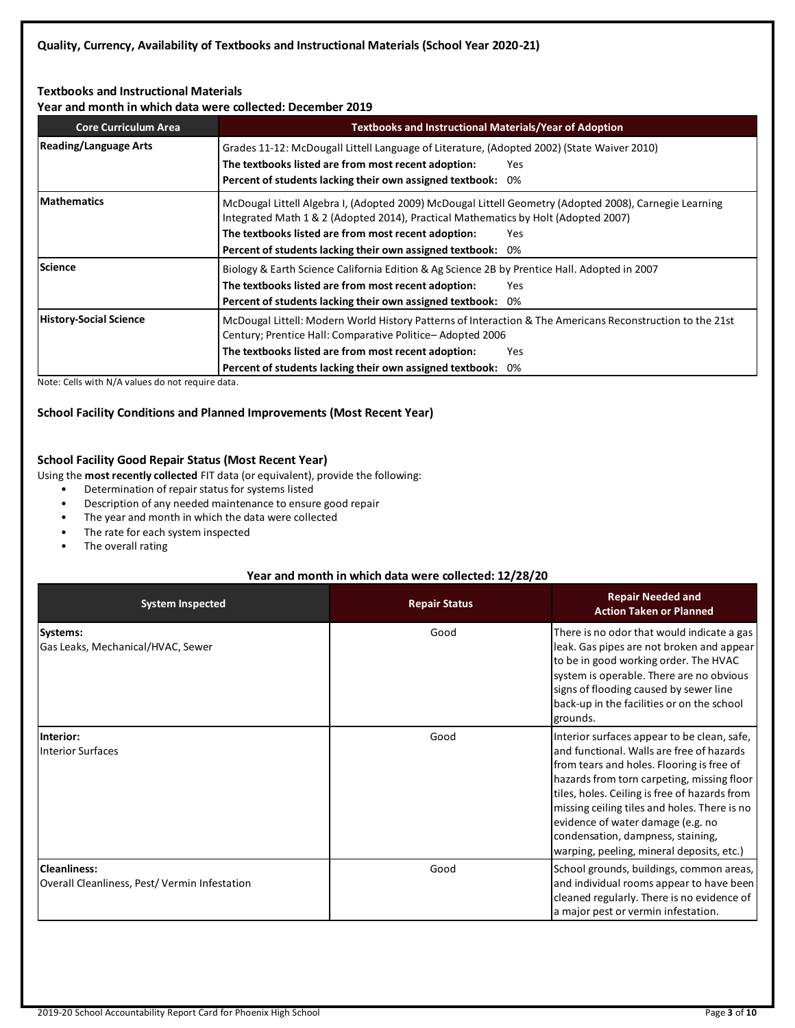### Quality, Currency, Availability of Textbooks and Instructional Materials (School Year 2020-21)

#### Textbooks and Instructional Materials

**Year and month in which data were collected: December 2019**

| Core Curriculum Area | Textbooks and Instructional Materials/Year of Adoption |
|---|---|
| **Reading/Language Arts** | Grades 11-12: McDougall Littell Language of Literature, (Adopted 2002) (State Waiver 2010)<br>**The textbooks listed are from most recent adoption:** Yes<br>**Percent of students lacking their own assigned textbook:** 0% |
| **Mathematics** | McDougal Littell Algebra I, (Adopted 2009) McDougal Littell Geometry (Adopted 2008), Carnegie Learning Integrated Math 1 & 2 (Adopted 2014), Practical Mathematics by Holt (Adopted 2007)<br>**The textbooks listed are from most recent adoption:** Yes<br>**Percent of students lacking their own assigned textbook:** 0% |
| **Science** | Biology & Earth Science California Edition & Ag Science 2B by Prentice Hall. Adopted in 2007<br>**The textbooks listed are from most recent adoption:** Yes<br>**Percent of students lacking their own assigned textbook:** 0% |
| **History-Social Science** | McDougal Littell: Modern World History Patterns of Interaction & The Americans Reconstruction to the 21st Century; Prentice Hall: Comparative Politice– Adopted 2006<br>**The textbooks listed are from most recent adoption:** Yes<br>**Percent of students lacking their own assigned textbook:** 0% |

Note: Cells with N/A values do not require data.

### School Facility Conditions and Planned Improvements (Most Recent Year)

#### School Facility Good Repair Status (Most Recent Year)

Using the **most recently collected** FIT data (or equivalent), provide the following:

- Determination of repair status for systems listed
- Description of any needed maintenance to ensure good repair
- The year and month in which the data were collected
- The rate for each system inspected
- The overall rating

**Year and month in which data were collected: 12/28/20**

| System Inspected | Repair Status | Repair Needed and Action Taken or Planned |
|---|---|---|
| **Systems:**<br>Gas Leaks, Mechanical/HVAC, Sewer | Good | There is no odor that would indicate a gas leak. Gas pipes are not broken and appear to be in good working order. The HVAC system is operable. There are no obvious signs of flooding caused by sewer line back-up in the facilities or on the school grounds. |
| **Interior:**<br>Interior Surfaces | Good | Interior surfaces appear to be clean, safe, and functional. Walls are free of hazards from tears and holes. Flooring is free of hazards from torn carpeting, missing floor tiles, holes. Ceiling is free of hazards from missing ceiling tiles and holes. There is no evidence of water damage (e.g. no condensation, dampness, staining, warping, peeling, mineral deposits, etc.) |
| **Cleanliness:**<br>Overall Cleanliness, Pest/ Vermin Infestation | Good | School grounds, buildings, common areas, and individual rooms appear to have been cleaned regularly. There is no evidence of a major pest or vermin infestation. |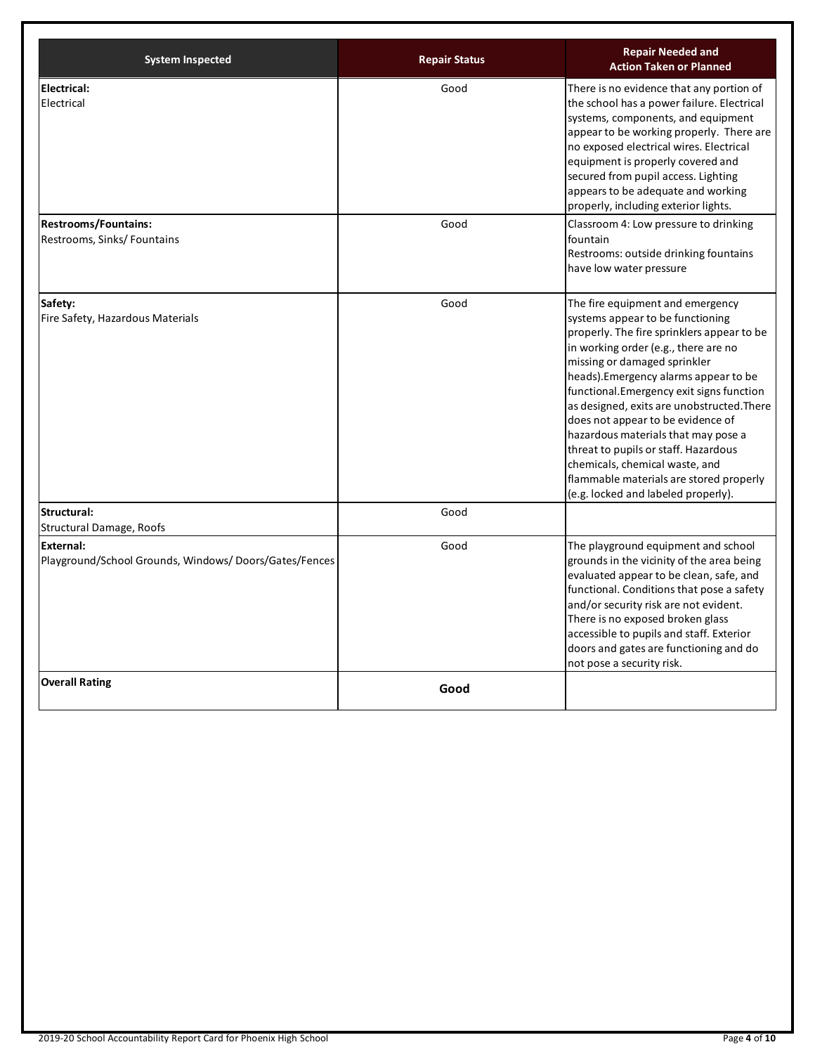| System Inspected | Repair Status | Repair Needed and Action Taken or Planned |
| --- | --- | --- |
| **Electrical:** Electrical | Good | There is no evidence that any portion of the school has a power failure. Electrical systems, components, and equipment appear to be working properly. There are no exposed electrical wires. Electrical equipment is properly covered and secured from pupil access. Lighting appears to be adequate and working properly, including exterior lights. |
| **Restrooms/Fountains:** Restrooms, Sinks/ Fountains | Good | Classroom 4: Low pressure to drinking fountain Restrooms: outside drinking fountains have low water pressure |
| **Safety:** Fire Safety, Hazardous Materials | Good | The fire equipment and emergency systems appear to be functioning properly. The fire sprinklers appear to be in working order (e.g., there are no missing or damaged sprinkler heads).Emergency alarms appear to be functional.Emergency exit signs function as designed, exits are unobstructed.There does not appear to be evidence of hazardous materials that may pose a threat to pupils or staff. Hazardous chemicals, chemical waste, and flammable materials are stored properly (e.g. locked and labeled properly). |
| **Structural:** Structural Damage, Roofs | Good | |
| **External:** Playground/School Grounds, Windows/ Doors/Gates/Fences | Good | The playground equipment and school grounds in the vicinity of the area being evaluated appear to be clean, safe, and functional. Conditions that pose a safety and/or security risk are not evident. There is no exposed broken glass accessible to pupils and staff. Exterior doors and gates are functioning and do not pose a security risk. |
| **Overall Rating** | **Good** | |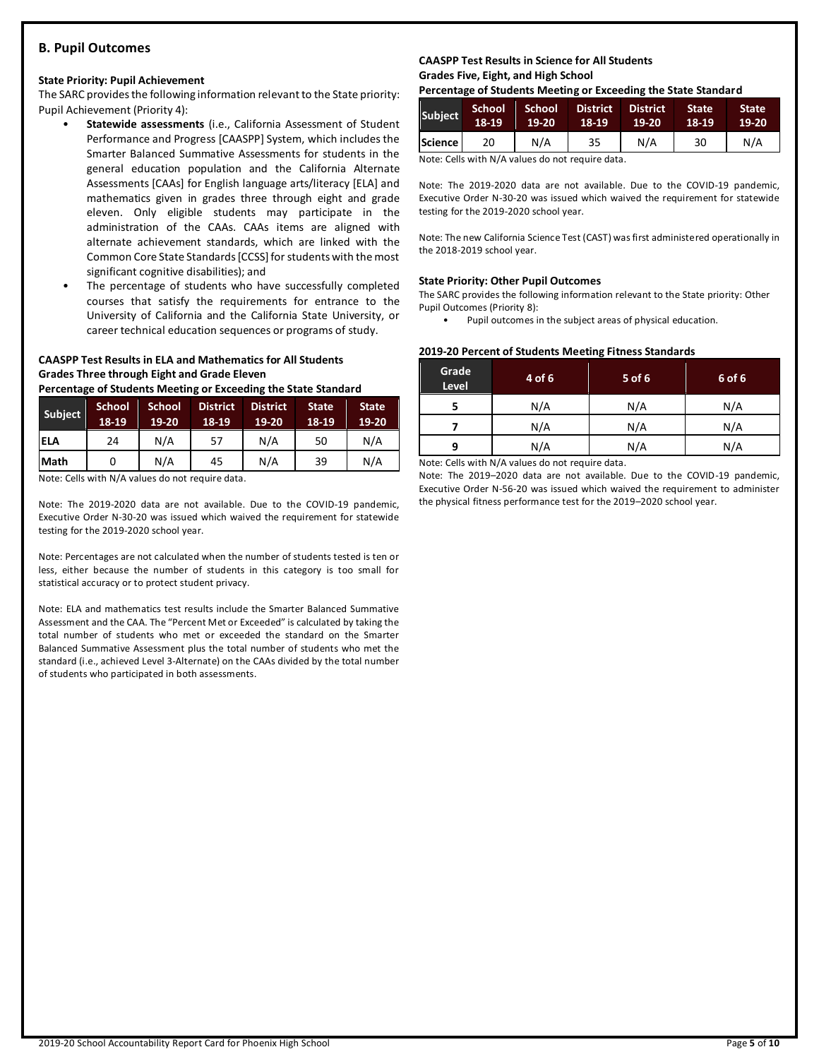## B. Pupil Outcomes

### State Priority: Pupil Achievement

The SARC provides the following information relevant to the State priority: Pupil Achievement (Priority 4):

- **Statewide assessments** (i.e., California Assessment of Student Performance and Progress [CAASPP] System, which includes the Smarter Balanced Summative Assessments for students in the general education population and the California Alternate Assessments [CAAs] for English language arts/literacy [ELA] and mathematics given in grades three through eight and grade eleven. Only eligible students may participate in the administration of the CAAs. CAAs items are aligned with alternate achievement standards, which are linked with the Common Core State Standards [CCSS] for students with the most significant cognitive disabilities); and
- The percentage of students who have successfully completed courses that satisfy the requirements for entrance to the University of California and the California State University, or career technical education sequences or programs of study.

**CAASPP Test Results in ELA and Mathematics for All Students**
**Grades Three through Eight and Grade Eleven**
**Percentage of Students Meeting or Exceeding the State Standard**

| Subject | School 18-19 | School 19-20 | District 18-19 | District 19-20 | State 18-19 | State 19-20 |
|---|---|---|---|---|---|---|
| ELA | 24 | N/A | 57 | N/A | 50 | N/A |
| Math | 0 | N/A | 45 | N/A | 39 | N/A |

Note: Cells with N/A values do not require data.

Note: The 2019-2020 data are not available. Due to the COVID-19 pandemic, Executive Order N-30-20 was issued which waived the requirement for statewide testing for the 2019-2020 school year.

Note: Percentages are not calculated when the number of students tested is ten or less, either because the number of students in this category is too small for statistical accuracy or to protect student privacy.

Note: ELA and mathematics test results include the Smarter Balanced Summative Assessment and the CAA. The "Percent Met or Exceeded" is calculated by taking the total number of students who met or exceeded the standard on the Smarter Balanced Summative Assessment plus the total number of students who met the standard (i.e., achieved Level 3-Alternate) on the CAAs divided by the total number of students who participated in both assessments.

**CAASPP Test Results in Science for All Students**
**Grades Five, Eight, and High School**
**Percentage of Students Meeting or Exceeding the State Standard**

| Subject | School 18-19 | School 19-20 | District 18-19 | District 19-20 | State 18-19 | State 19-20 |
|---|---|---|---|---|---|---|
| Science | 20 | N/A | 35 | N/A | 30 | N/A |

Note: Cells with N/A values do not require data.

Note: The 2019-2020 data are not available. Due to the COVID-19 pandemic, Executive Order N-30-20 was issued which waived the requirement for statewide testing for the 2019-2020 school year.

Note: The new California Science Test (CAST) was first administered operationally in the 2018-2019 school year.

### State Priority: Other Pupil Outcomes

The SARC provides the following information relevant to the State priority: Other Pupil Outcomes (Priority 8):

- Pupil outcomes in the subject areas of physical education.

**2019-20 Percent of Students Meeting Fitness Standards**

| Grade Level | 4 of 6 | 5 of 6 | 6 of 6 |
|---|---|---|---|
| 5 | N/A | N/A | N/A |
| 7 | N/A | N/A | N/A |
| 9 | N/A | N/A | N/A |

Note: Cells with N/A values do not require data.

Note: The 2019–2020 data are not available. Due to the COVID-19 pandemic, Executive Order N-56-20 was issued which waived the requirement to administer the physical fitness performance test for the 2019–2020 school year.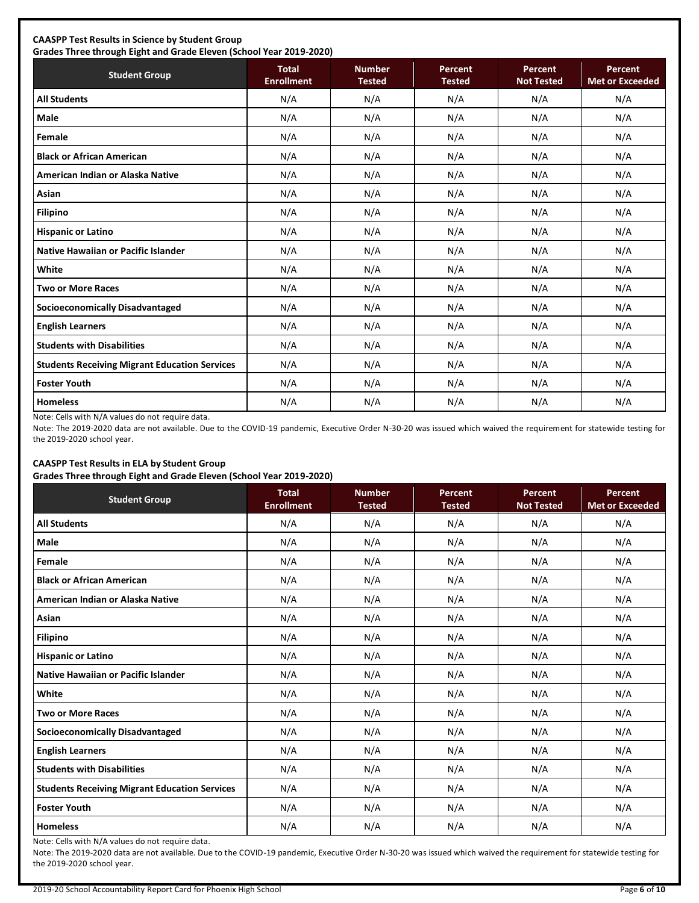**CAASPP Test Results in Science by Student Group**
**Grades Three through Eight and Grade Eleven (School Year 2019-2020)**

| Student Group | Total Enrollment | Number Tested | Percent Tested | Percent Not Tested | Percent Met or Exceeded |
|---|---|---|---|---|---|
| **All Students** | N/A | N/A | N/A | N/A | N/A |
| **Male** | N/A | N/A | N/A | N/A | N/A |
| **Female** | N/A | N/A | N/A | N/A | N/A |
| **Black or African American** | N/A | N/A | N/A | N/A | N/A |
| **American Indian or Alaska Native** | N/A | N/A | N/A | N/A | N/A |
| **Asian** | N/A | N/A | N/A | N/A | N/A |
| **Filipino** | N/A | N/A | N/A | N/A | N/A |
| **Hispanic or Latino** | N/A | N/A | N/A | N/A | N/A |
| **Native Hawaiian or Pacific Islander** | N/A | N/A | N/A | N/A | N/A |
| **White** | N/A | N/A | N/A | N/A | N/A |
| **Two or More Races** | N/A | N/A | N/A | N/A | N/A |
| **Socioeconomically Disadvantaged** | N/A | N/A | N/A | N/A | N/A |
| **English Learners** | N/A | N/A | N/A | N/A | N/A |
| **Students with Disabilities** | N/A | N/A | N/A | N/A | N/A |
| **Students Receiving Migrant Education Services** | N/A | N/A | N/A | N/A | N/A |
| **Foster Youth** | N/A | N/A | N/A | N/A | N/A |
| **Homeless** | N/A | N/A | N/A | N/A | N/A |

Note: Cells with N/A values do not require data.

Note: The 2019-2020 data are not available. Due to the COVID-19 pandemic, Executive Order N-30-20 was issued which waived the requirement for statewide testing for the 2019-2020 school year.

**CAASPP Test Results in ELA by Student Group**
**Grades Three through Eight and Grade Eleven (School Year 2019-2020)**

| Student Group | Total Enrollment | Number Tested | Percent Tested | Percent Not Tested | Percent Met or Exceeded |
|---|---|---|---|---|---|
| **All Students** | N/A | N/A | N/A | N/A | N/A |
| **Male** | N/A | N/A | N/A | N/A | N/A |
| **Female** | N/A | N/A | N/A | N/A | N/A |
| **Black or African American** | N/A | N/A | N/A | N/A | N/A |
| **American Indian or Alaska Native** | N/A | N/A | N/A | N/A | N/A |
| **Asian** | N/A | N/A | N/A | N/A | N/A |
| **Filipino** | N/A | N/A | N/A | N/A | N/A |
| **Hispanic or Latino** | N/A | N/A | N/A | N/A | N/A |
| **Native Hawaiian or Pacific Islander** | N/A | N/A | N/A | N/A | N/A |
| **White** | N/A | N/A | N/A | N/A | N/A |
| **Two or More Races** | N/A | N/A | N/A | N/A | N/A |
| **Socioeconomically Disadvantaged** | N/A | N/A | N/A | N/A | N/A |
| **English Learners** | N/A | N/A | N/A | N/A | N/A |
| **Students with Disabilities** | N/A | N/A | N/A | N/A | N/A |
| **Students Receiving Migrant Education Services** | N/A | N/A | N/A | N/A | N/A |
| **Foster Youth** | N/A | N/A | N/A | N/A | N/A |
| **Homeless** | N/A | N/A | N/A | N/A | N/A |

Note: Cells with N/A values do not require data.

Note: The 2019-2020 data are not available. Due to the COVID-19 pandemic, Executive Order N-30-20 was issued which waived the requirement for statewide testing for the 2019-2020 school year.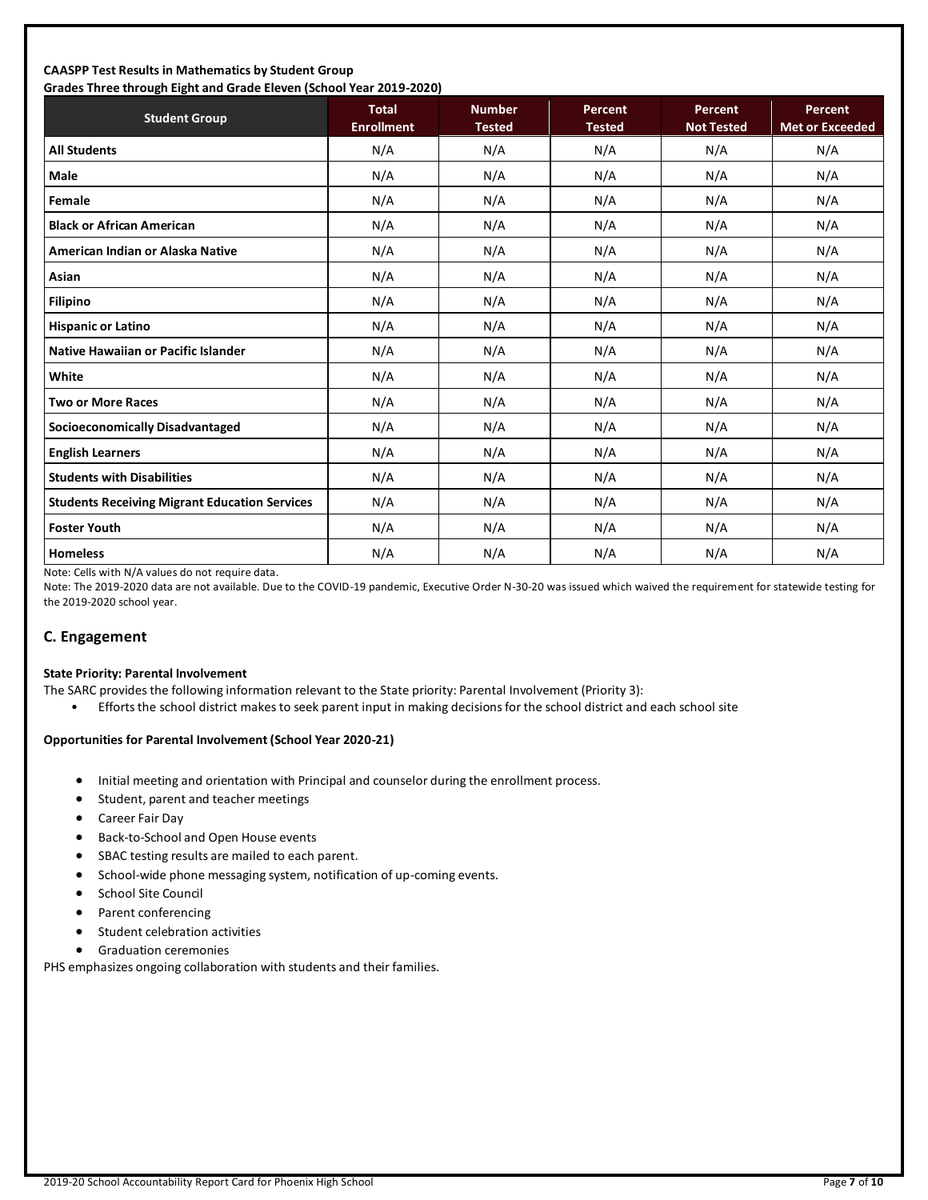**CAASPP Test Results in Mathematics by Student Group**
**Grades Three through Eight and Grade Eleven (School Year 2019-2020)**

| Student Group | Total Enrollment | Number Tested | Percent Tested | Percent Not Tested | Percent Met or Exceeded |
|---|---|---|---|---|---|
| **All Students** | N/A | N/A | N/A | N/A | N/A |
| **Male** | N/A | N/A | N/A | N/A | N/A |
| **Female** | N/A | N/A | N/A | N/A | N/A |
| **Black or African American** | N/A | N/A | N/A | N/A | N/A |
| **American Indian or Alaska Native** | N/A | N/A | N/A | N/A | N/A |
| **Asian** | N/A | N/A | N/A | N/A | N/A |
| **Filipino** | N/A | N/A | N/A | N/A | N/A |
| **Hispanic or Latino** | N/A | N/A | N/A | N/A | N/A |
| **Native Hawaiian or Pacific Islander** | N/A | N/A | N/A | N/A | N/A |
| **White** | N/A | N/A | N/A | N/A | N/A |
| **Two or More Races** | N/A | N/A | N/A | N/A | N/A |
| **Socioeconomically Disadvantaged** | N/A | N/A | N/A | N/A | N/A |
| **English Learners** | N/A | N/A | N/A | N/A | N/A |
| **Students with Disabilities** | N/A | N/A | N/A | N/A | N/A |
| **Students Receiving Migrant Education Services** | N/A | N/A | N/A | N/A | N/A |
| **Foster Youth** | N/A | N/A | N/A | N/A | N/A |
| **Homeless** | N/A | N/A | N/A | N/A | N/A |

Note: Cells with N/A values do not require data.

Note: The 2019-2020 data are not available. Due to the COVID-19 pandemic, Executive Order N-30-20 was issued which waived the requirement for statewide testing for the 2019-2020 school year.

## C. Engagement

**State Priority: Parental Involvement**

The SARC provides the following information relevant to the State priority: Parental Involvement (Priority 3):

- Efforts the school district makes to seek parent input in making decisions for the school district and each school site

**Opportunities for Parental Involvement (School Year 2020-21)**

- Initial meeting and orientation with Principal and counselor during the enrollment process.
- Student, parent and teacher meetings
- Career Fair Day
- Back-to-School and Open House events
- SBAC testing results are mailed to each parent.
- School-wide phone messaging system, notification of up-coming events.
- School Site Council
- Parent conferencing
- Student celebration activities
- Graduation ceremonies

PHS emphasizes ongoing collaboration with students and their families.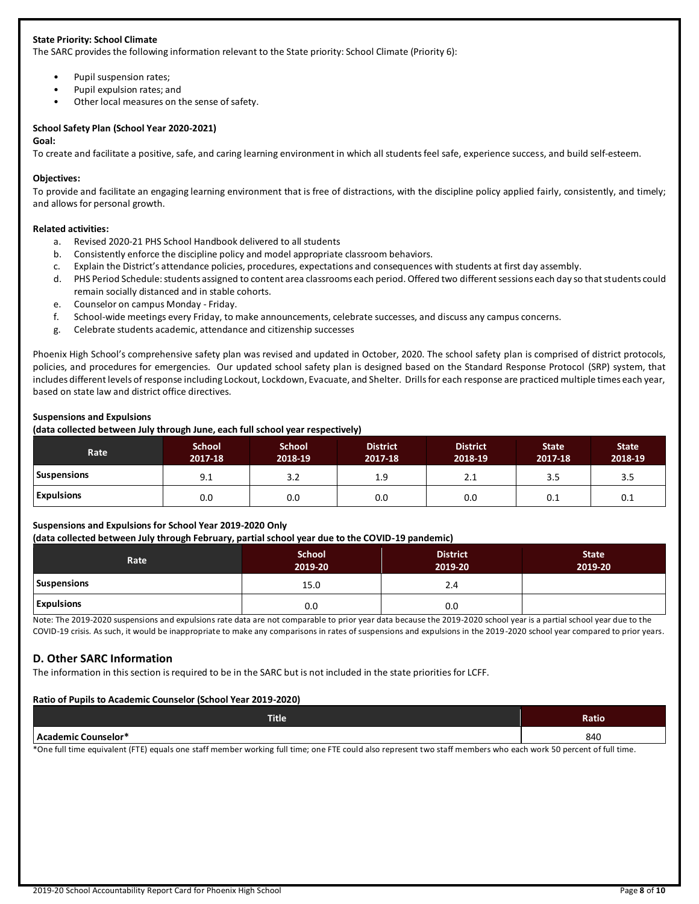**State Priority: School Climate**

The SARC provides the following information relevant to the State priority: School Climate (Priority 6):

- Pupil suspension rates;
- Pupil expulsion rates; and
- Other local measures on the sense of safety.

**School Safety Plan (School Year 2020-2021)**

**Goal:**

To create and facilitate a positive, safe, and caring learning environment in which all students feel safe, experience success, and build self-esteem.

**Objectives:**

To provide and facilitate an engaging learning environment that is free of distractions, with the discipline policy applied fairly, consistently, and timely; and allows for personal growth.

**Related activities:**

a. Revised 2020-21 PHS School Handbook delivered to all students
b. Consistently enforce the discipline policy and model appropriate classroom behaviors.
c. Explain the District's attendance policies, procedures, expectations and consequences with students at first day assembly.
d. PHS Period Schedule: students assigned to content area classrooms each period. Offered two different sessions each day so that students could remain socially distanced and in stable cohorts.
e. Counselor on campus Monday - Friday.
f. School-wide meetings every Friday, to make announcements, celebrate successes, and discuss any campus concerns.
g. Celebrate students academic, attendance and citizenship successes

Phoenix High School's comprehensive safety plan was revised and updated in October, 2020. The school safety plan is comprised of district protocols, policies, and procedures for emergencies. Our updated school safety plan is designed based on the Standard Response Protocol (SRP) system, that includes different levels of response including Lockout, Lockdown, Evacuate, and Shelter. Drills for each response are practiced multiple times each year, based on state law and district office directives.

**Suspensions and Expulsions**
**(data collected between July through June, each full school year respectively)**

| Rate | School 2017-18 | School 2018-19 | District 2017-18 | District 2018-19 | State 2017-18 | State 2018-19 |
|---|---|---|---|---|---|---|
| Suspensions | 9.1 | 3.2 | 1.9 | 2.1 | 3.5 | 3.5 |
| Expulsions | 0.0 | 0.0 | 0.0 | 0.0 | 0.1 | 0.1 |

**Suspensions and Expulsions for School Year 2019-2020 Only**
**(data collected between July through February, partial school year due to the COVID-19 pandemic)**

| Rate | School 2019-20 | District 2019-20 | State 2019-20 |
|---|---|---|---|
| Suspensions | 15.0 | 2.4 | |
| Expulsions | 0.0 | 0.0 | |

Note: The 2019-2020 suspensions and expulsions rate data are not comparable to prior year data because the 2019-2020 school year is a partial school year due to the COVID-19 crisis. As such, it would be inappropriate to make any comparisons in rates of suspensions and expulsions in the 2019-2020 school year compared to prior years.

## D. Other SARC Information

The information in this section is required to be in the SARC but is not included in the state priorities for LCFF.

**Ratio of Pupils to Academic Counselor (School Year 2019-2020)**

| Title | Ratio |
|---|---|
| Academic Counselor* | 840 |

*One full time equivalent (FTE) equals one staff member working full time; one FTE could also represent two staff members who each work 50 percent of full time.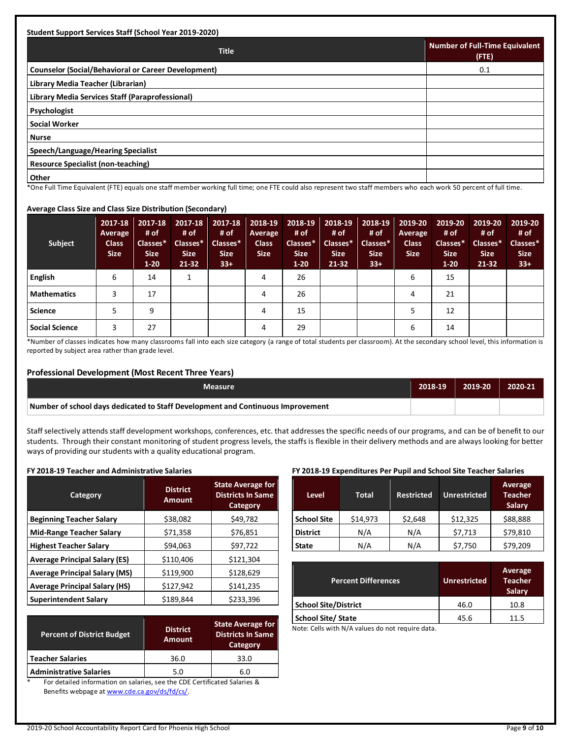**Student Support Services Staff (School Year 2019-2020)**

| Title | Number of Full-Time Equivalent (FTE) |
|---|---|
| Counselor (Social/Behavioral or Career Development) | 0.1 |
| Library Media Teacher (Librarian) | |
| Library Media Services Staff (Paraprofessional) | |
| Psychologist | |
| Social Worker | |
| Nurse | |
| Speech/Language/Hearing Specialist | |
| Resource Specialist (non-teaching) | |
| Other | |

*One Full Time Equivalent (FTE) equals one staff member working full time; one FTE could also represent two staff members who each work 50 percent of full time.

**Average Class Size and Class Size Distribution (Secondary)**

| Subject | 2017-18 Average Class Size | 2017-18 # of Classes* Size 1-20 | 2017-18 # of Classes* Size 21-32 | 2017-18 # of Classes* Size 33+ | 2018-19 Average Class Size | 2018-19 # of Classes* Size 1-20 | 2018-19 # of Classes* Size 21-32 | 2018-19 # of Classes* Size 33+ | 2019-20 Average Class Size | 2019-20 # of Classes* Size 1-20 | 2019-20 # of Classes* Size 21-32 | 2019-20 # of Classes* Size 33+ |
|---|---|---|---|---|---|---|---|---|---|---|---|---|
| English | 6 | 14 | 1 | | 4 | 26 | | | 6 | 15 | | |
| Mathematics | 3 | 17 | | | 4 | 26 | | | 4 | 21 | | |
| Science | 5 | 9 | | | 4 | 15 | | | 5 | 12 | | |
| Social Science | 3 | 27 | | | 4 | 29 | | | 6 | 14 | | |

*Number of classes indicates how many classrooms fall into each size category (a range of total students per classroom). At the secondary school level, this information is reported by subject area rather than grade level.

## Professional Development (Most Recent Three Years)

| Measure | 2018-19 | 2019-20 | 2020-21 |
|---|---|---|---|
| Number of school days dedicated to Staff Development and Continuous Improvement | | | |

Staff selectively attends staff development workshops, conferences, etc. that addresses the specific needs of our programs, and can be of benefit to our students. Through their constant monitoring of student progress levels, the staffs is flexible in their delivery methods and are always looking for better ways of providing our students with a quality educational program.

**FY 2018-19 Teacher and Administrative Salaries**

| Category | District Amount | State Average for Districts In Same Category |
|---|---|---|
| Beginning Teacher Salary | $38,082 | $49,782 |
| Mid-Range Teacher Salary | $71,358 | $76,851 |
| Highest Teacher Salary | $94,063 | $97,722 |
| Average Principal Salary (ES) | $110,406 | $121,304 |
| Average Principal Salary (MS) | $119,900 | $128,629 |
| Average Principal Salary (HS) | $127,942 | $141,235 |
| Superintendent Salary | $189,844 | $233,396 |

| Percent of District Budget | District Amount | State Average for Districts In Same Category |
|---|---|---|
| Teacher Salaries | 36.0 | 33.0 |
| Administrative Salaries | 5.0 | 6.0 |

\* For detailed information on salaries, see the CDE Certificated Salaries & Benefits webpage at www.cde.ca.gov/ds/fd/cs/.

**FY 2018-19 Expenditures Per Pupil and School Site Teacher Salaries**

| Level | Total | Restricted | Unrestricted | Average Teacher Salary |
|---|---|---|---|---|
| School Site | $14,973 | $2,648 | $12,325 | $88,888 |
| District | N/A | N/A | $7,713 | $79,810 |
| State | N/A | N/A | $7,750 | $79,209 |

| Percent Differences | Unrestricted | Average Teacher Salary |
|---|---|---|
| School Site/District | 46.0 | 10.8 |
| School Site/ State | 45.6 | 11.5 |

Note: Cells with N/A values do not require data.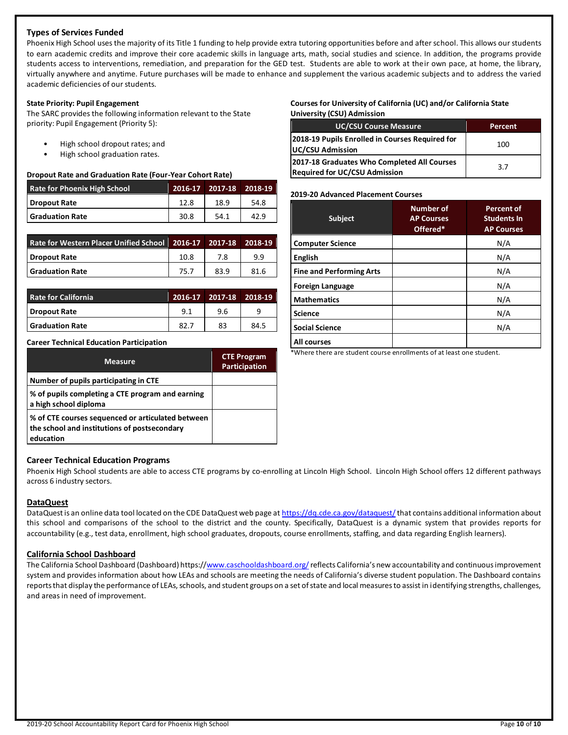## Types of Services Funded

Phoenix High School uses the majority of its Title 1 funding to help provide extra tutoring opportunities before and after school. This allows our students to earn academic credits and improve their core academic skills in language arts, math, social studies and science. In addition, the programs provide students access to interventions, remediation, and preparation for the GED test. Students are able to work at their own pace, at home, the library, virtually anywhere and anytime. Future purchases will be made to enhance and supplement the various academic subjects and to address the varied academic deficiencies of our students.

### State Priority: Pupil Engagement

The SARC provides the following information relevant to the State priority: Pupil Engagement (Priority 5):

- High school dropout rates; and
- High school graduation rates.

### Dropout Rate and Graduation Rate (Four-Year Cohort Rate)

| Rate for Phoenix High School | 2016-17 | 2017-18 | 2018-19 |
|---|---|---|---|
| Dropout Rate | 12.8 | 18.9 | 54.8 |
| Graduation Rate | 30.8 | 54.1 | 42.9 |

| Rate for Western Placer Unified School | 2016-17 | 2017-18 | 2018-19 |
|---|---|---|---|
| Dropout Rate | 10.8 | 7.8 | 9.9 |
| Graduation Rate | 75.7 | 83.9 | 81.6 |

| Rate for California | 2016-17 | 2017-18 | 2018-19 |
|---|---|---|---|
| Dropout Rate | 9.1 | 9.6 | 9 |
| Graduation Rate | 82.7 | 83 | 84.5 |

### Career Technical Education Participation

| Measure | CTE Program Participation |
|---|---|
| Number of pupils participating in CTE | |
| % of pupils completing a CTE program and earning a high school diploma | |
| % of CTE courses sequenced or articulated between the school and institutions of postsecondary education | |

### Courses for University of California (UC) and/or California State University (CSU) Admission

| UC/CSU Course Measure | Percent |
|---|---|
| 2018-19 Pupils Enrolled in Courses Required for UC/CSU Admission | 100 |
| 2017-18 Graduates Who Completed All Courses Required for UC/CSU Admission | 3.7 |

### 2019-20 Advanced Placement Courses

| Subject | Number of AP Courses Offered* | Percent of Students In AP Courses |
|---|---|---|
| Computer Science | | N/A |
| English | | N/A |
| Fine and Performing Arts | | N/A |
| Foreign Language | | N/A |
| Mathematics | | N/A |
| Science | | N/A |
| Social Science | | N/A |
| All courses | | |

*Where there are student course enrollments of at least one student.

## Career Technical Education Programs

Phoenix High School students are able to access CTE programs by co-enrolling at Lincoln High School. Lincoln High School offers 12 different pathways across 6 industry sectors.

## DataQuest

DataQuest is an online data tool located on the CDE DataQuest web page at https://dq.cde.ca.gov/dataquest/ that contains additional information about this school and comparisons of the school to the district and the county. Specifically, DataQuest is a dynamic system that provides reports for accountability (e.g., test data, enrollment, high school graduates, dropouts, course enrollments, staffing, and data regarding English learners).

## California School Dashboard

The California School Dashboard (Dashboard) https://www.caschooldashboard.org/ reflects California's new accountability and continuous improvement system and provides information about how LEAs and schools are meeting the needs of California's diverse student population. The Dashboard contains reports that display the performance of LEAs, schools, and student groups on a set of state and local measures to assist in identifying strengths, challenges, and areas in need of improvement.